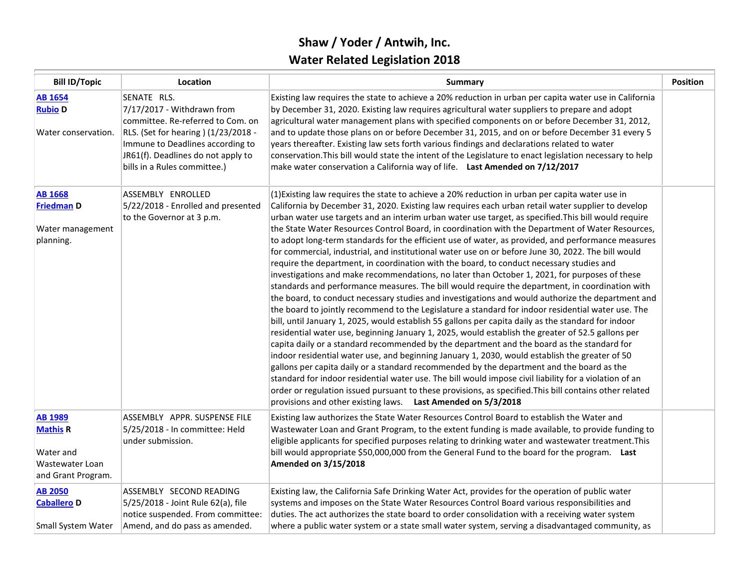# Shaw / Yoder / Antwih, Inc.

## Water Related Legislation 2018

| Bill ID/Topic | Location | Summary | Position |
|---|---|---|---|
| **AB 1654** **Rubio** **D** <br><br> Water conservation. | SENATE RLS. <br> 7/17/2017 - Withdrawn from committee. Re-referred to Com. on RLS. (Set for hearing ) (1/23/2018 - Immune to Deadlines according to JR61(f). Deadlines do not apply to bills in a Rules committee.) | Existing law requires the state to achieve a 20% reduction in urban per capita water use in California by December 31, 2020. Existing law requires agricultural water suppliers to prepare and adopt agricultural water management plans with specified components on or before December 31, 2012, and to update those plans on or before December 31, 2015, and on or before December 31 every 5 years thereafter. Existing law sets forth various findings and declarations related to water conservation.This bill would state the intent of the Legislature to enact legislation necessary to help make water conservation a California way of life. **Last Amended on 7/12/2017** | |
| **AB 1668** **Friedman** **D** <br><br> Water management planning. | ASSEMBLY ENROLLED <br> 5/22/2018 - Enrolled and presented to the Governor at 3 p.m. | (1)Existing law requires the state to achieve a 20% reduction in urban per capita water use in California by December 31, 2020. Existing law requires each urban retail water supplier to develop urban water use targets and an interim urban water use target, as specified.This bill would require the State Water Resources Control Board, in coordination with the Department of Water Resources, to adopt long-term standards for the efficient use of water, as provided, and performance measures for commercial, industrial, and institutional water use on or before June 30, 2022. The bill would require the department, in coordination with the board, to conduct necessary studies and investigations and make recommendations, no later than October 1, 2021, for purposes of these standards and performance measures. The bill would require the department, in coordination with the board, to conduct necessary studies and investigations and would authorize the department and the board to jointly recommend to the Legislature a standard for indoor residential water use. The bill, until January 1, 2025, would establish 55 gallons per capita daily as the standard for indoor residential water use, beginning January 1, 2025, would establish the greater of 52.5 gallons per capita daily or a standard recommended by the department and the board as the standard for indoor residential water use, and beginning January 1, 2030, would establish the greater of 50 gallons per capita daily or a standard recommended by the department and the board as the standard for indoor residential water use. The bill would impose civil liability for a violation of an order or regulation issued pursuant to these provisions, as specified.This bill contains other related provisions and other existing laws. **Last Amended on 5/3/2018** | |
| **AB 1989** **Mathis** **R** <br><br> Water and Wastewater Loan and Grant Program. | ASSEMBLY APPR. SUSPENSE FILE <br> 5/25/2018 - In committee: Held under submission. | Existing law authorizes the State Water Resources Control Board to establish the Water and Wastewater Loan and Grant Program, to the extent funding is made available, to provide funding to eligible applicants for specified purposes relating to drinking water and wastewater treatment.This bill would appropriate $50,000,000 from the General Fund to the board for the program. **Last Amended on 3/15/2018** | |
| **AB 2050** **Caballero** **D** <br><br> Small System Water | ASSEMBLY SECOND READING <br> 5/25/2018 - Joint Rule 62(a), file notice suspended. From committee: Amend, and do pass as amended. | Existing law, the California Safe Drinking Water Act, provides for the operation of public water systems and imposes on the State Water Resources Control Board various responsibilities and duties. The act authorizes the state board to order consolidation with a receiving water system where a public water system or a state small water system, serving a disadvantaged community, as | |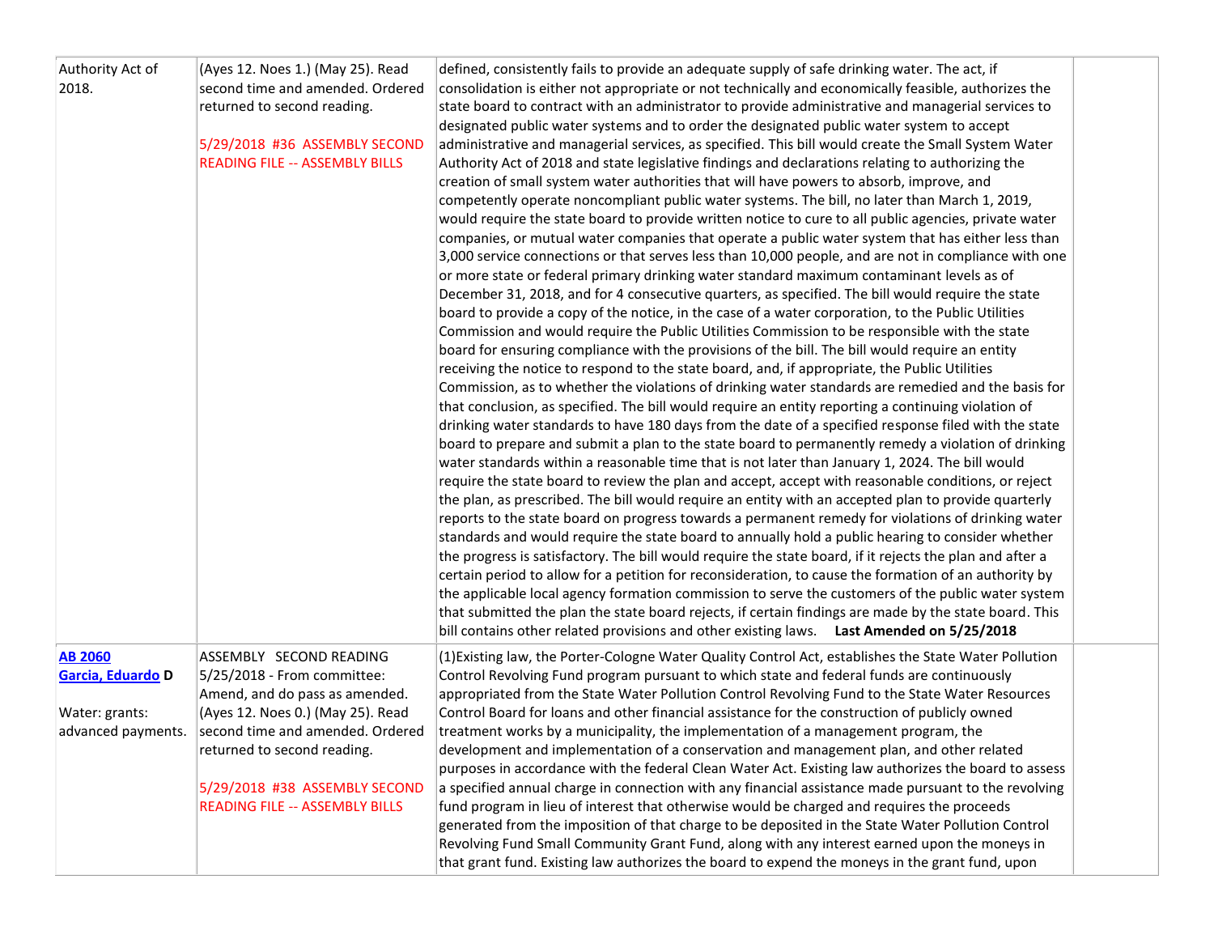| | | | |
|---|---|---|---|
| Authority Act of 2018. | (Ayes 12. Noes 1.) (May 25). Read second time and amended. Ordered returned to second reading.<br><br>5/29/2018 #36 ASSEMBLY SECOND READING FILE -- ASSEMBLY BILLS | defined, consistently fails to provide an adequate supply of safe drinking water. The act, if consolidation is either not appropriate or not technically and economically feasible, authorizes the state board to contract with an administrator to provide administrative and managerial services to designated public water systems and to order the designated public water system to accept administrative and managerial services, as specified. This bill would create the Small System Water Authority Act of 2018 and state legislative findings and declarations relating to authorizing the creation of small system water authorities that will have powers to absorb, improve, and competently operate noncompliant public water systems. The bill, no later than March 1, 2019, would require the state board to provide written notice to cure to all public agencies, private water companies, or mutual water companies that operate a public water system that has either less than 3,000 service connections or that serves less than 10,000 people, and are not in compliance with one or more state or federal primary drinking water standard maximum contaminant levels as of December 31, 2018, and for 4 consecutive quarters, as specified. The bill would require the state board to provide a copy of the notice, in the case of a water corporation, to the Public Utilities Commission and would require the Public Utilities Commission to be responsible with the state board for ensuring compliance with the provisions of the bill. The bill would require an entity receiving the notice to respond to the state board, and, if appropriate, the Public Utilities Commission, as to whether the violations of drinking water standards are remedied and the basis for that conclusion, as specified. The bill would require an entity reporting a continuing violation of drinking water standards to have 180 days from the date of a specified response filed with the state board to prepare and submit a plan to the state board to permanently remedy a violation of drinking water standards within a reasonable time that is not later than January 1, 2024. The bill would require the state board to review the plan and accept, accept with reasonable conditions, or reject the plan, as prescribed. The bill would require an entity with an accepted plan to provide quarterly reports to the state board on progress towards a permanent remedy for violations of drinking water standards and would require the state board to annually hold a public hearing to consider whether the progress is satisfactory. The bill would require the state board, if it rejects the plan and after a certain period to allow for a petition for reconsideration, to cause the formation of an authority by the applicable local agency formation commission to serve the customers of the public water system that submitted the plan the state board rejects, if certain findings are made by the state board. This bill contains other related provisions and other existing laws. **Last Amended on 5/25/2018** | |
| **AB 2060**<br>**Garcia, Eduardo D**<br><br>Water: grants: advanced payments. | ASSEMBLY SECOND READING<br>5/25/2018 - From committee: Amend, and do pass as amended. (Ayes 12. Noes 0.) (May 25). Read second time and amended. Ordered returned to second reading.<br><br>5/29/2018 #38 ASSEMBLY SECOND READING FILE -- ASSEMBLY BILLS | (1)Existing law, the Porter-Cologne Water Quality Control Act, establishes the State Water Pollution Control Revolving Fund program pursuant to which state and federal funds are continuously appropriated from the State Water Pollution Control Revolving Fund to the State Water Resources Control Board for loans and other financial assistance for the construction of publicly owned treatment works by a municipality, the implementation of a management program, the development and implementation of a conservation and management plan, and other related purposes in accordance with the federal Clean Water Act. Existing law authorizes the board to assess a specified annual charge in connection with any financial assistance made pursuant to the revolving fund program in lieu of interest that otherwise would be charged and requires the proceeds generated from the imposition of that charge to be deposited in the State Water Pollution Control Revolving Fund Small Community Grant Fund, along with any interest earned upon the moneys in that grant fund. Existing law authorizes the board to expend the moneys in the grant fund, upon | |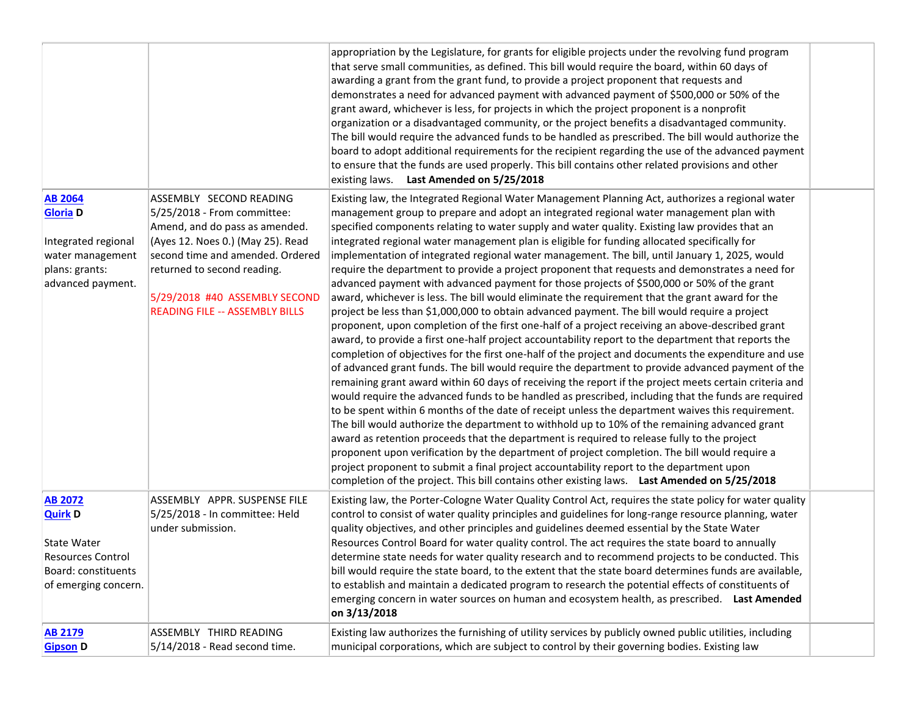| | | | |
|---|---|---|---|
| | | appropriation by the Legislature, for grants for eligible projects under the revolving fund program that serve small communities, as defined. This bill would require the board, within 60 days of awarding a grant from the grant fund, to provide a project proponent that requests and demonstrates a need for advanced payment with advanced payment of $500,000 or 50% of the grant award, whichever is less, for projects in which the project proponent is a nonprofit organization or a disadvantaged community, or the project benefits a disadvantaged community. The bill would require the advanced funds to be handled as prescribed. The bill would authorize the board to adopt additional requirements for the recipient regarding the use of the advanced payment to ensure that the funds are used properly. This bill contains other related provisions and other existing laws. **Last Amended on 5/25/2018** | |
| **AB 2064**<br>**Gloria D**<br><br>Integrated regional water management plans: grants: advanced payment. | ASSEMBLY SECOND READING<br>5/25/2018 - From committee: Amend, and do pass as amended. (Ayes 12. Noes 0.) (May 25). Read second time and amended. Ordered returned to second reading.<br><br>5/29/2018 #40 ASSEMBLY SECOND READING FILE -- ASSEMBLY BILLS | Existing law, the Integrated Regional Water Management Planning Act, authorizes a regional water management group to prepare and adopt an integrated regional water management plan with specified components relating to water supply and water quality. Existing law provides that an integrated regional water management plan is eligible for funding allocated specifically for implementation of integrated regional water management. The bill, until January 1, 2025, would require the department to provide a project proponent that requests and demonstrates a need for advanced payment with advanced payment for those projects of $500,000 or 50% of the grant award, whichever is less. The bill would eliminate the requirement that the grant award for the project be less than $1,000,000 to obtain advanced payment. The bill would require a project proponent, upon completion of the first one-half of a project receiving an above-described grant award, to provide a first one-half project accountability report to the department that reports the completion of objectives for the first one-half of the project and documents the expenditure and use of advanced grant funds. The bill would require the department to provide advanced payment of the remaining grant award within 60 days of receiving the report if the project meets certain criteria and would require the advanced funds to be handled as prescribed, including that the funds are required to be spent within 6 months of the date of receipt unless the department waives this requirement. The bill would authorize the department to withhold up to 10% of the remaining advanced grant award as retention proceeds that the department is required to release fully to the project proponent upon verification by the department of project completion. The bill would require a project proponent to submit a final project accountability report to the department upon completion of the project. This bill contains other existing laws. **Last Amended on 5/25/2018** | |
| **AB 2072**<br>**Quirk D**<br><br>State Water Resources Control Board: constituents of emerging concern. | ASSEMBLY APPR. SUSPENSE FILE<br>5/25/2018 - In committee: Held under submission. | Existing law, the Porter-Cologne Water Quality Control Act, requires the state policy for water quality control to consist of water quality principles and guidelines for long-range resource planning, water quality objectives, and other principles and guidelines deemed essential by the State Water Resources Control Board for water quality control. The act requires the state board to annually determine state needs for water quality research and to recommend projects to be conducted. This bill would require the state board, to the extent that the state board determines funds are available, to establish and maintain a dedicated program to research the potential effects of constituents of emerging concern in water sources on human and ecosystem health, as prescribed. **Last Amended on 3/13/2018** | |
| **AB 2179**<br>**Gipson D** | ASSEMBLY THIRD READING<br>5/14/2018 - Read second time. | Existing law authorizes the furnishing of utility services by publicly owned public utilities, including municipal corporations, which are subject to control by their governing bodies. Existing law | |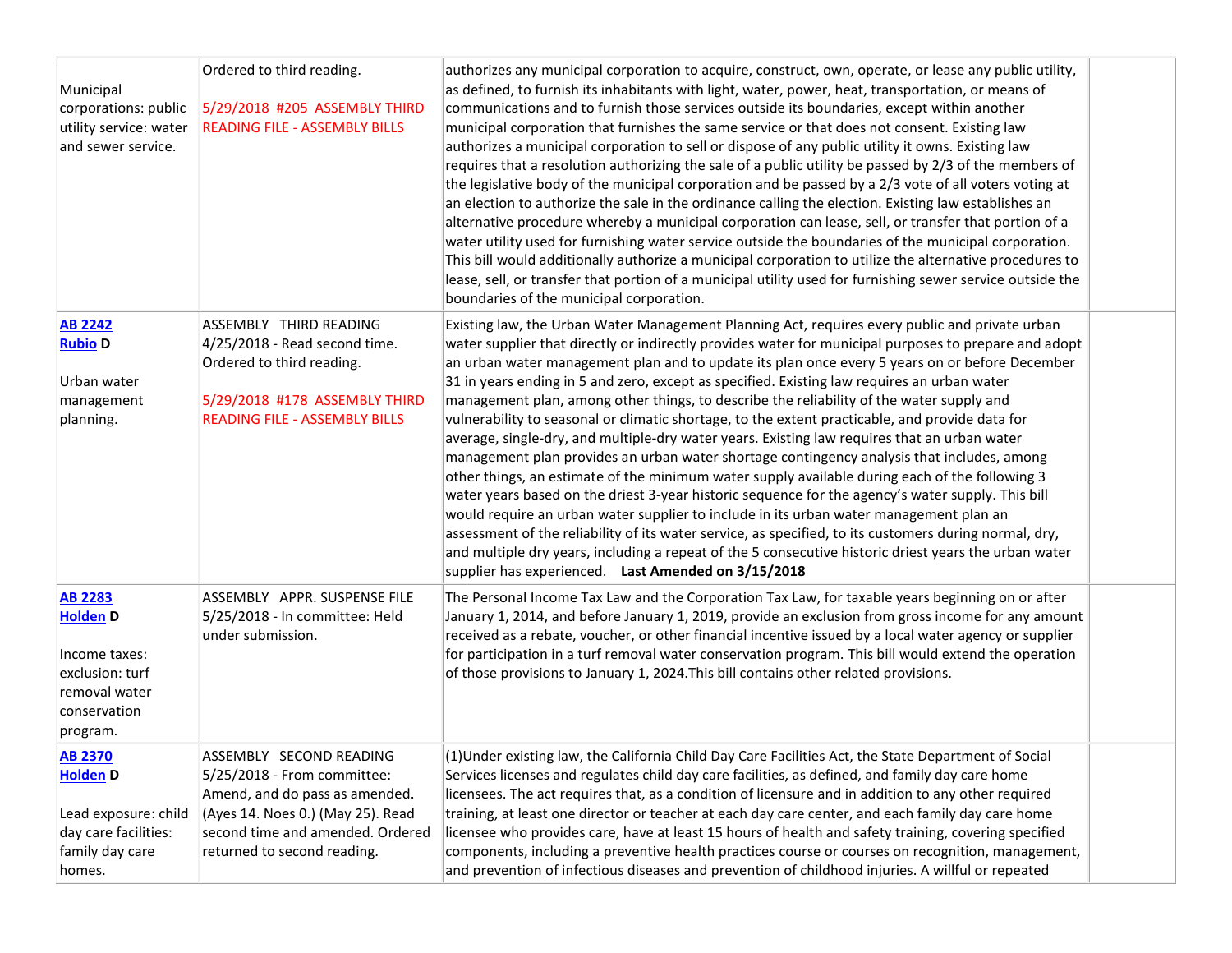| | | | |
|---|---|---|---|
| Municipal corporations: public utility service: water and sewer service. | Ordered to third reading.<br><br>5/29/2018 #205 ASSEMBLY THIRD READING FILE - ASSEMBLY BILLS | authorizes any municipal corporation to acquire, construct, own, operate, or lease any public utility, as defined, to furnish its inhabitants with light, water, power, heat, transportation, or means of communications and to furnish those services outside its boundaries, except within another municipal corporation that furnishes the same service or that does not consent. Existing law authorizes a municipal corporation to sell or dispose of any public utility it owns. Existing law requires that a resolution authorizing the sale of a public utility be passed by 2/3 of the members of the legislative body of the municipal corporation and be passed by a 2/3 vote of all voters voting at an election to authorize the sale in the ordinance calling the election. Existing law establishes an alternative procedure whereby a municipal corporation can lease, sell, or transfer that portion of a water utility used for furnishing water service outside the boundaries of the municipal corporation. This bill would additionally authorize a municipal corporation to utilize the alternative procedures to lease, sell, or transfer that portion of a municipal utility used for furnishing sewer service outside the boundaries of the municipal corporation. | |
| **AB 2242**<br>**Rubio D**<br><br>Urban water management planning. | ASSEMBLY THIRD READING<br>4/25/2018 - Read second time. Ordered to third reading.<br><br>5/29/2018 #178 ASSEMBLY THIRD READING FILE - ASSEMBLY BILLS | Existing law, the Urban Water Management Planning Act, requires every public and private urban water supplier that directly or indirectly provides water for municipal purposes to prepare and adopt an urban water management plan and to update its plan once every 5 years on or before December 31 in years ending in 5 and zero, except as specified. Existing law requires an urban water management plan, among other things, to describe the reliability of the water supply and vulnerability to seasonal or climatic shortage, to the extent practicable, and provide data for average, single-dry, and multiple-dry water years. Existing law requires that an urban water management plan provides an urban water shortage contingency analysis that includes, among other things, an estimate of the minimum water supply available during each of the following 3 water years based on the driest 3-year historic sequence for the agency's water supply. This bill would require an urban water supplier to include in its urban water management plan an assessment of the reliability of its water service, as specified, to its customers during normal, dry, and multiple dry years, including a repeat of the 5 consecutive historic driest years the urban water supplier has experienced. **Last Amended on 3/15/2018** | |
| **AB 2283**<br>**Holden D**<br><br>Income taxes: exclusion: turf removal water conservation program. | ASSEMBLY APPR. SUSPENSE FILE<br>5/25/2018 - In committee: Held under submission. | The Personal Income Tax Law and the Corporation Tax Law, for taxable years beginning on or after January 1, 2014, and before January 1, 2019, provide an exclusion from gross income for any amount received as a rebate, voucher, or other financial incentive issued by a local water agency or supplier for participation in a turf removal water conservation program. This bill would extend the operation of those provisions to January 1, 2024.This bill contains other related provisions. | |
| **AB 2370**<br>**Holden D**<br><br>Lead exposure: child day care facilities: family day care homes. | ASSEMBLY SECOND READING<br>5/25/2018 - From committee: Amend, and do pass as amended. (Ayes 14. Noes 0.) (May 25). Read second time and amended. Ordered returned to second reading. | (1)Under existing law, the California Child Day Care Facilities Act, the State Department of Social Services licenses and regulates child day care facilities, as defined, and family day care home licensees. The act requires that, as a condition of licensure and in addition to any other required training, at least one director or teacher at each day care center, and each family day care home licensee who provides care, have at least 15 hours of health and safety training, covering specified components, including a preventive health practices course or courses on recognition, management, and prevention of infectious diseases and prevention of childhood injuries. A willful or repeated | |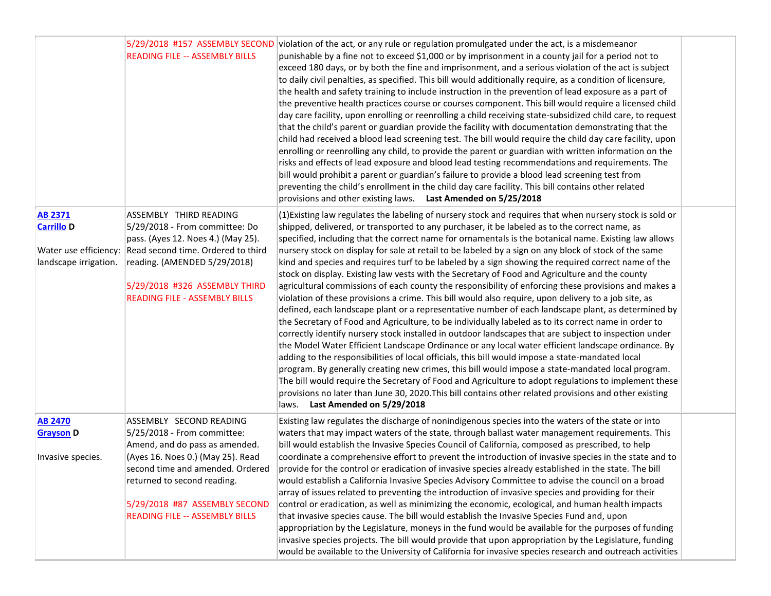| | | | |
|---|---|---|---|
| | 5/29/2018 #157 ASSEMBLY SECOND READING FILE -- ASSEMBLY BILLS | violation of the act, or any rule or regulation promulgated under the act, is a misdemeanor punishable by a fine not to exceed $1,000 or by imprisonment in a county jail for a period not to exceed 180 days, or by both the fine and imprisonment, and a serious violation of the act is subject to daily civil penalties, as specified. This bill would additionally require, as a condition of licensure, the health and safety training to include instruction in the prevention of lead exposure as a part of the preventive health practices course or courses component. This bill would require a licensed child day care facility, upon enrolling or reenrolling a child receiving state-subsidized child care, to request that the child's parent or guardian provide the facility with documentation demonstrating that the child had received a blood lead screening test. The bill would require the child day care facility, upon enrolling or reenrolling any child, to provide the parent or guardian with written information on the risks and effects of lead exposure and blood lead testing recommendations and requirements. The bill would prohibit a parent or guardian's failure to provide a blood lead screening test from preventing the child's enrollment in the child day care facility. This bill contains other related provisions and other existing laws. **Last Amended on 5/25/2018** | |
| **AB 2371** **Carrillo D** <br><br> Water use efficiency: landscape irrigation. | ASSEMBLY THIRD READING 5/29/2018 - From committee: Do pass. (Ayes 12. Noes 4.) (May 25). Read second time. Ordered to third reading. (AMENDED 5/29/2018) <br><br> 5/29/2018 #326 ASSEMBLY THIRD READING FILE - ASSEMBLY BILLS | (1)Existing law regulates the labeling of nursery stock and requires that when nursery stock is sold or shipped, delivered, or transported to any purchaser, it be labeled as to the correct name, as specified, including that the correct name for ornamentals is the botanical name. Existing law allows nursery stock on display for sale at retail to be labeled by a sign on any block of stock of the same kind and species and requires turf to be labeled by a sign showing the required correct name of the stock on display. Existing law vests with the Secretary of Food and Agriculture and the county agricultural commissions of each county the responsibility of enforcing these provisions and makes a violation of these provisions a crime. This bill would also require, upon delivery to a job site, as defined, each landscape plant or a representative number of each landscape plant, as determined by the Secretary of Food and Agriculture, to be individually labeled as to its correct name in order to correctly identify nursery stock installed in outdoor landscapes that are subject to inspection under the Model Water Efficient Landscape Ordinance or any local water efficient landscape ordinance. By adding to the responsibilities of local officials, this bill would impose a state-mandated local program. By generally creating new crimes, this bill would impose a state-mandated local program. The bill would require the Secretary of Food and Agriculture to adopt regulations to implement these provisions no later than June 30, 2020.This bill contains other related provisions and other existing laws. **Last Amended on 5/29/2018** | |
| **AB 2470** **Grayson D** <br><br> Invasive species. | ASSEMBLY SECOND READING 5/25/2018 - From committee: Amend, and do pass as amended. (Ayes 16. Noes 0.) (May 25). Read second time and amended. Ordered returned to second reading. <br><br> 5/29/2018 #87 ASSEMBLY SECOND READING FILE -- ASSEMBLY BILLS | Existing law regulates the discharge of nonindigenous species into the waters of the state or into waters that may impact waters of the state, through ballast water management requirements. This bill would establish the Invasive Species Council of California, composed as prescribed, to help coordinate a comprehensive effort to prevent the introduction of invasive species in the state and to provide for the control or eradication of invasive species already established in the state. The bill would establish a California Invasive Species Advisory Committee to advise the council on a broad array of issues related to preventing the introduction of invasive species and providing for their control or eradication, as well as minimizing the economic, ecological, and human health impacts that invasive species cause. The bill would establish the Invasive Species Fund and, upon appropriation by the Legislature, moneys in the fund would be available for the purposes of funding invasive species projects. The bill would provide that upon appropriation by the Legislature, funding would be available to the University of California for invasive species research and outreach activities | |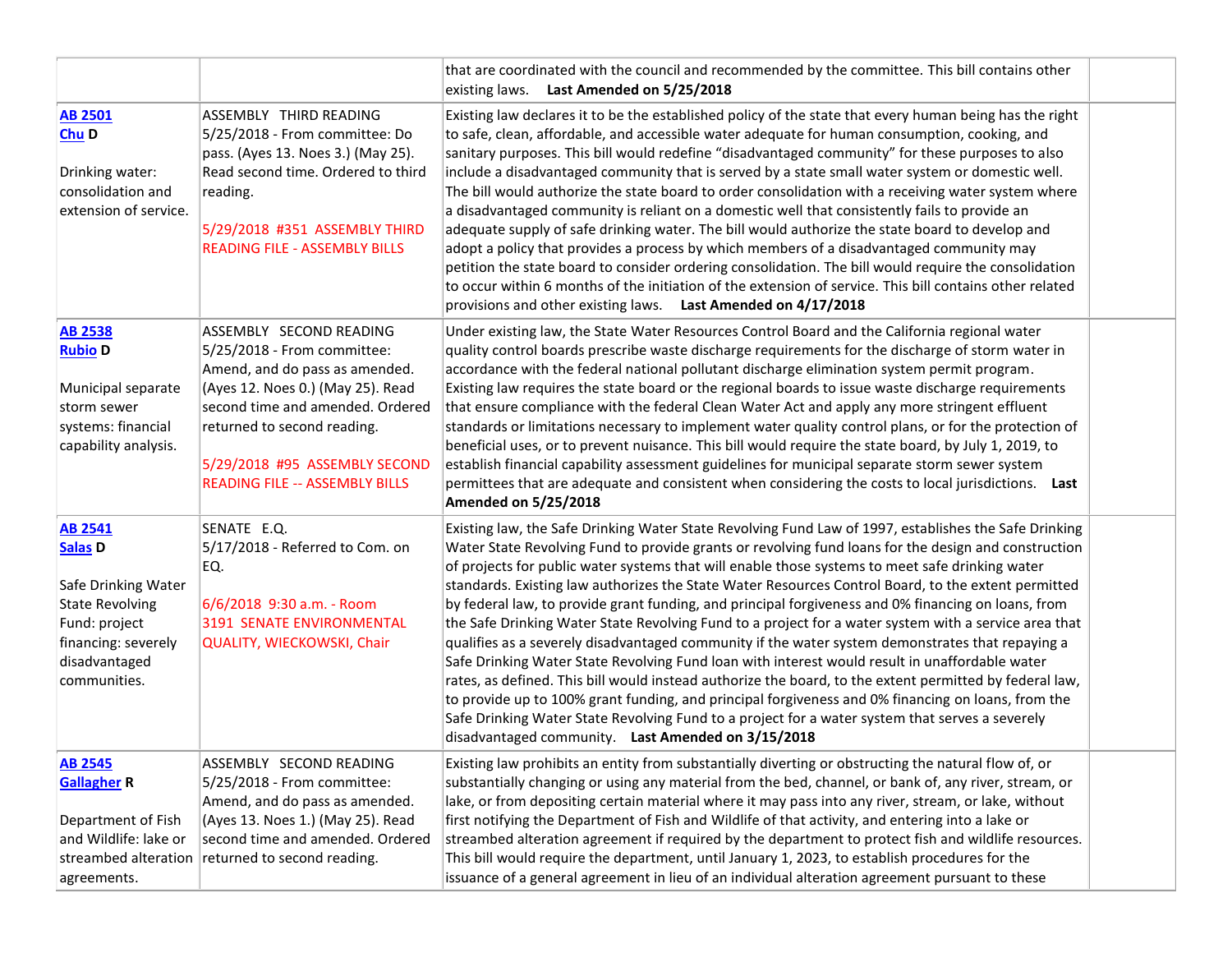| | | | |
|---|---|---|---|
| | | that are coordinated with the council and recommended by the committee. This bill contains other existing laws. **Last Amended on 5/25/2018** | |
| **AB 2501** **Chu D** Drinking water: consolidation and extension of service. | ASSEMBLY THIRD READING 5/25/2018 - From committee: Do pass. (Ayes 13. Noes 3.) (May 25). Read second time. Ordered to third reading. 5/29/2018 #351 ASSEMBLY THIRD READING FILE - ASSEMBLY BILLS | Existing law declares it to be the established policy of the state that every human being has the right to safe, clean, affordable, and accessible water adequate for human consumption, cooking, and sanitary purposes. This bill would redefine "disadvantaged community" for these purposes to also include a disadvantaged community that is served by a state small water system or domestic well. The bill would authorize the state board to order consolidation with a receiving water system where a disadvantaged community is reliant on a domestic well that consistently fails to provide an adequate supply of safe drinking water. The bill would authorize the state board to develop and adopt a policy that provides a process by which members of a disadvantaged community may petition the state board to consider ordering consolidation. The bill would require the consolidation to occur within 6 months of the initiation of the extension of service. This bill contains other related provisions and other existing laws. **Last Amended on 4/17/2018** | |
| **AB 2538** **Rubio D** Municipal separate storm sewer systems: financial capability analysis. | ASSEMBLY SECOND READING 5/25/2018 - From committee: Amend, and do pass as amended. (Ayes 12. Noes 0.) (May 25). Read second time and amended. Ordered returned to second reading. 5/29/2018 #95 ASSEMBLY SECOND READING FILE -- ASSEMBLY BILLS | Under existing law, the State Water Resources Control Board and the California regional water quality control boards prescribe waste discharge requirements for the discharge of storm water in accordance with the federal national pollutant discharge elimination system permit program. Existing law requires the state board or the regional boards to issue waste discharge requirements that ensure compliance with the federal Clean Water Act and apply any more stringent effluent standards or limitations necessary to implement water quality control plans, or for the protection of beneficial uses, or to prevent nuisance. This bill would require the state board, by July 1, 2019, to establish financial capability assessment guidelines for municipal separate storm sewer system permittees that are adequate and consistent when considering the costs to local jurisdictions. **Last Amended on 5/25/2018** | |
| **AB 2541** **Salas D** Safe Drinking Water State Revolving Fund: project financing: severely disadvantaged communities. | SENATE E.Q. 5/17/2018 - Referred to Com. on EQ. 6/6/2018 9:30 a.m. - Room 3191 SENATE ENVIRONMENTAL QUALITY, WIECKOWSKI, Chair | Existing law, the Safe Drinking Water State Revolving Fund Law of 1997, establishes the Safe Drinking Water State Revolving Fund to provide grants or revolving fund loans for the design and construction of projects for public water systems that will enable those systems to meet safe drinking water standards. Existing law authorizes the State Water Resources Control Board, to the extent permitted by federal law, to provide grant funding, and principal forgiveness and 0% financing on loans, from the Safe Drinking Water State Revolving Fund to a project for a water system with a service area that qualifies as a severely disadvantaged community if the water system demonstrates that repaying a Safe Drinking Water State Revolving Fund loan with interest would result in unaffordable water rates, as defined. This bill would instead authorize the board, to the extent permitted by federal law, to provide up to 100% grant funding, and principal forgiveness and 0% financing on loans, from the Safe Drinking Water State Revolving Fund to a project for a water system that serves a severely disadvantaged community. **Last Amended on 3/15/2018** | |
| **AB 2545** **Gallagher R** Department of Fish and Wildlife: lake or streambed alteration agreements. | ASSEMBLY SECOND READING 5/25/2018 - From committee: Amend, and do pass as amended. (Ayes 13. Noes 1.) (May 25). Read second time and amended. Ordered returned to second reading. | Existing law prohibits an entity from substantially diverting or obstructing the natural flow of, or substantially changing or using any material from the bed, channel, or bank of, any river, stream, or lake, or from depositing certain material where it may pass into any river, stream, or lake, without first notifying the Department of Fish and Wildlife of that activity, and entering into a lake or streambed alteration agreement if required by the department to protect fish and wildlife resources. This bill would require the department, until January 1, 2023, to establish procedures for the issuance of a general agreement in lieu of an individual alteration agreement pursuant to these | |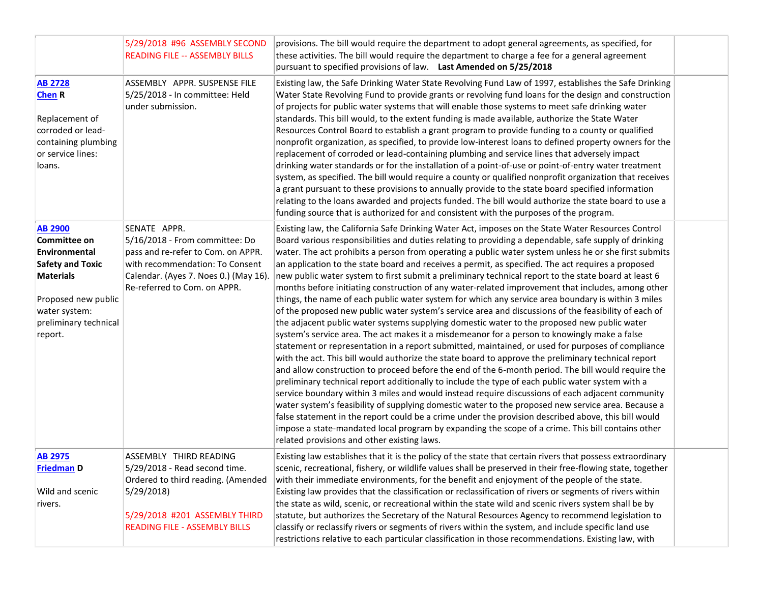| | | | |
|---|---|---|---|
| | 5/29/2018 #96 ASSEMBLY SECOND READING FILE -- ASSEMBLY BILLS | provisions. The bill would require the department to adopt general agreements, as specified, for these activities. The bill would require the department to charge a fee for a general agreement pursuant to specified provisions of law. **Last Amended on 5/25/2018** | |
| **AB 2728**<br>**Chen R**<br><br>Replacement of corroded or lead-containing plumbing or service lines: loans. | ASSEMBLY APPR. SUSPENSE FILE<br>5/25/2018 - In committee: Held under submission. | Existing law, the Safe Drinking Water State Revolving Fund Law of 1997, establishes the Safe Drinking Water State Revolving Fund to provide grants or revolving fund loans for the design and construction of projects for public water systems that will enable those systems to meet safe drinking water standards. This bill would, to the extent funding is made available, authorize the State Water Resources Control Board to establish a grant program to provide funding to a county or qualified nonprofit organization, as specified, to provide low-interest loans to defined property owners for the replacement of corroded or lead-containing plumbing and service lines that adversely impact drinking water standards or for the installation of a point-of-use or point-of-entry water treatment system, as specified. The bill would require a county or qualified nonprofit organization that receives a grant pursuant to these provisions to annually provide to the state board specified information relating to the loans awarded and projects funded. The bill would authorize the state board to use a funding source that is authorized for and consistent with the purposes of the program. | |
| **AB 2900**<br>**Committee on Environmental Safety and Toxic Materials**<br><br>Proposed new public water system: preliminary technical report. | SENATE APPR.<br>5/16/2018 - From committee: Do pass and re-refer to Com. on APPR. with recommendation: To Consent Calendar. (Ayes 7. Noes 0.) (May 16). Re-referred to Com. on APPR. | Existing law, the California Safe Drinking Water Act, imposes on the State Water Resources Control Board various responsibilities and duties relating to providing a dependable, safe supply of drinking water. The act prohibits a person from operating a public water system unless he or she first submits an application to the state board and receives a permit, as specified. The act requires a proposed new public water system to first submit a preliminary technical report to the state board at least 6 months before initiating construction of any water-related improvement that includes, among other things, the name of each public water system for which any service area boundary is within 3 miles of the proposed new public water system's service area and discussions of the feasibility of each of the adjacent public water systems supplying domestic water to the proposed new public water system's service area. The act makes it a misdemeanor for a person to knowingly make a false statement or representation in a report submitted, maintained, or used for purposes of compliance with the act. This bill would authorize the state board to approve the preliminary technical report and allow construction to proceed before the end of the 6-month period. The bill would require the preliminary technical report additionally to include the type of each public water system with a service boundary within 3 miles and would instead require discussions of each adjacent community water system's feasibility of supplying domestic water to the proposed new service area. Because a false statement in the report could be a crime under the provision described above, this bill would impose a state-mandated local program by expanding the scope of a crime. This bill contains other related provisions and other existing laws. | |
| **AB 2975**<br>**Friedman D**<br><br>Wild and scenic rivers. | ASSEMBLY THIRD READING<br>5/29/2018 - Read second time. Ordered to third reading. (Amended 5/29/2018)<br><br>5/29/2018 #201 ASSEMBLY THIRD READING FILE - ASSEMBLY BILLS | Existing law establishes that it is the policy of the state that certain rivers that possess extraordinary scenic, recreational, fishery, or wildlife values shall be preserved in their free-flowing state, together with their immediate environments, for the benefit and enjoyment of the people of the state. Existing law provides that the classification or reclassification of rivers or segments of rivers within the state as wild, scenic, or recreational within the state wild and scenic rivers system shall be by statute, but authorizes the Secretary of the Natural Resources Agency to recommend legislation to classify or reclassify rivers or segments of rivers within the system, and include specific land use restrictions relative to each particular classification in those recommendations. Existing law, with | |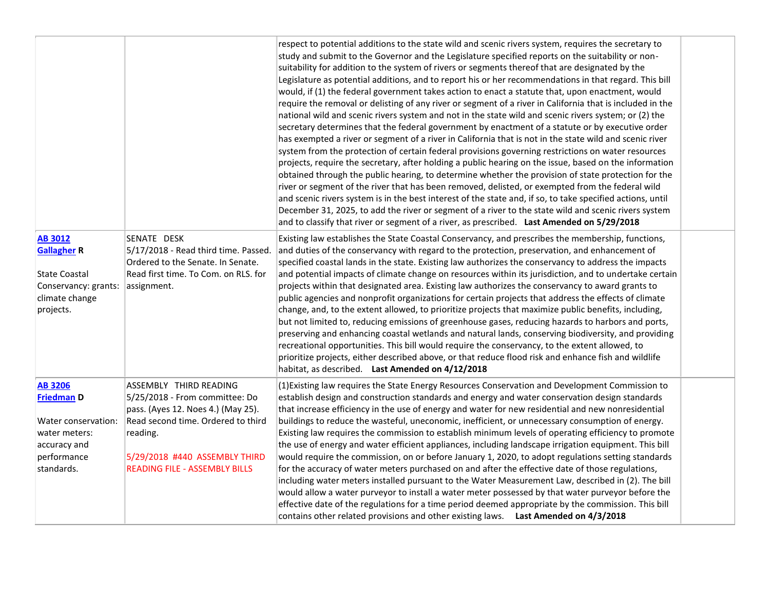| | | | |
|---|---|---|---|
| | | respect to potential additions to the state wild and scenic rivers system, requires the secretary to study and submit to the Governor and the Legislature specified reports on the suitability or non-suitability for addition to the system of rivers or segments thereof that are designated by the Legislature as potential additions, and to report his or her recommendations in that regard. This bill would, if (1) the federal government takes action to enact a statute that, upon enactment, would require the removal or delisting of any river or segment of a river in California that is included in the national wild and scenic rivers system and not in the state wild and scenic rivers system; or (2) the secretary determines that the federal government by enactment of a statute or by executive order has exempted a river or segment of a river in California that is not in the state wild and scenic river system from the protection of certain federal provisions governing restrictions on water resources projects, require the secretary, after holding a public hearing on the issue, based on the information obtained through the public hearing, to determine whether the provision of state protection for the river or segment of the river that has been removed, delisted, or exempted from the federal wild and scenic rivers system is in the best interest of the state and, if so, to take specified actions, until December 31, 2025, to add the river or segment of a river to the state wild and scenic rivers system and to classify that river or segment of a river, as prescribed. **Last Amended on 5/29/2018** | |
| **AB 3012**<br>**Gallagher R**<br><br>State Coastal Conservancy: grants: climate change projects. | SENATE DESK<br>5/17/2018 - Read third time. Passed. Ordered to the Senate. In Senate. Read first time. To Com. on RLS. for assignment. | Existing law establishes the State Coastal Conservancy, and prescribes the membership, functions, and duties of the conservancy with regard to the protection, preservation, and enhancement of specified coastal lands in the state. Existing law authorizes the conservancy to address the impacts and potential impacts of climate change on resources within its jurisdiction, and to undertake certain projects within that designated area. Existing law authorizes the conservancy to award grants to public agencies and nonprofit organizations for certain projects that address the effects of climate change, and, to the extent allowed, to prioritize projects that maximize public benefits, including, but not limited to, reducing emissions of greenhouse gases, reducing hazards to harbors and ports, preserving and enhancing coastal wetlands and natural lands, conserving biodiversity, and providing recreational opportunities. This bill would require the conservancy, to the extent allowed, to prioritize projects, either described above, or that reduce flood risk and enhance fish and wildlife habitat, as described. **Last Amended on 4/12/2018** | |
| **AB 3206**<br>**Friedman D**<br><br>Water conservation: water meters: accuracy and performance standards. | ASSEMBLY THIRD READING<br>5/25/2018 - From committee: Do pass. (Ayes 12. Noes 4.) (May 25). Read second time. Ordered to third reading.<br><br>5/29/2018 #440 ASSEMBLY THIRD READING FILE - ASSEMBLY BILLS | (1)Existing law requires the State Energy Resources Conservation and Development Commission to establish design and construction standards and energy and water conservation design standards that increase efficiency in the use of energy and water for new residential and new nonresidential buildings to reduce the wasteful, uneconomic, inefficient, or unnecessary consumption of energy. Existing law requires the commission to establish minimum levels of operating efficiency to promote the use of energy and water efficient appliances, including landscape irrigation equipment. This bill would require the commission, on or before January 1, 2020, to adopt regulations setting standards for the accuracy of water meters purchased on and after the effective date of those regulations, including water meters installed pursuant to the Water Measurement Law, described in (2). The bill would allow a water purveyor to install a water meter possessed by that water purveyor before the effective date of the regulations for a time period deemed appropriate by the commission. This bill contains other related provisions and other existing laws. **Last Amended on 4/3/2018** | |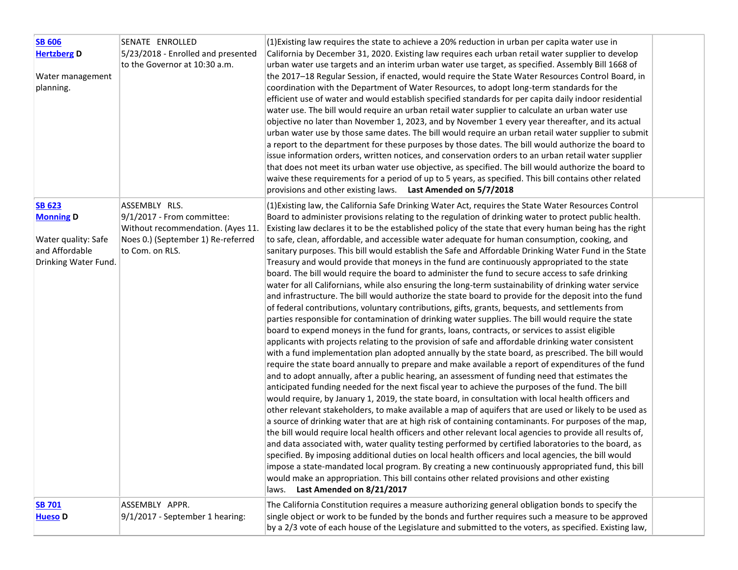| | | | |
|---|---|---|---|
| **SB 606**<br>**Hertzberg D**<br><br>Water management planning. | SENATE ENROLLED<br>5/23/2018 - Enrolled and presented to the Governor at 10:30 a.m. | (1)Existing law requires the state to achieve a 20% reduction in urban per capita water use in California by December 31, 2020. Existing law requires each urban retail water supplier to develop urban water use targets and an interim urban water use target, as specified. Assembly Bill 1668 of the 2017–18 Regular Session, if enacted, would require the State Water Resources Control Board, in coordination with the Department of Water Resources, to adopt long-term standards for the efficient use of water and would establish specified standards for per capita daily indoor residential water use. The bill would require an urban retail water supplier to calculate an urban water use objective no later than November 1, 2023, and by November 1 every year thereafter, and its actual urban water use by those same dates. The bill would require an urban retail water supplier to submit a report to the department for these purposes by those dates. The bill would authorize the board to issue information orders, written notices, and conservation orders to an urban retail water supplier that does not meet its urban water use objective, as specified. The bill would authorize the board to waive these requirements for a period of up to 5 years, as specified. This bill contains other related provisions and other existing laws. **Last Amended on 5/7/2018** | |
| **SB 623**<br>**Monning D**<br><br>Water quality: Safe and Affordable Drinking Water Fund. | ASSEMBLY RLS.<br>9/1/2017 - From committee: Without recommendation. (Ayes 11. Noes 0.) (September 1) Re-referred to Com. on RLS. | (1)Existing law, the California Safe Drinking Water Act, requires the State Water Resources Control Board to administer provisions relating to the regulation of drinking water to protect public health. Existing law declares it to be the established policy of the state that every human being has the right to safe, clean, affordable, and accessible water adequate for human consumption, cooking, and sanitary purposes. This bill would establish the Safe and Affordable Drinking Water Fund in the State Treasury and would provide that moneys in the fund are continuously appropriated to the state board. The bill would require the board to administer the fund to secure access to safe drinking water for all Californians, while also ensuring the long-term sustainability of drinking water service and infrastructure. The bill would authorize the state board to provide for the deposit into the fund of federal contributions, voluntary contributions, gifts, grants, bequests, and settlements from parties responsible for contamination of drinking water supplies. The bill would require the state board to expend moneys in the fund for grants, loans, contracts, or services to assist eligible applicants with projects relating to the provision of safe and affordable drinking water consistent with a fund implementation plan adopted annually by the state board, as prescribed. The bill would require the state board annually to prepare and make available a report of expenditures of the fund and to adopt annually, after a public hearing, an assessment of funding need that estimates the anticipated funding needed for the next fiscal year to achieve the purposes of the fund. The bill would require, by January 1, 2019, the state board, in consultation with local health officers and other relevant stakeholders, to make available a map of aquifers that are used or likely to be used as a source of drinking water that are at high risk of containing contaminants. For purposes of the map, the bill would require local health officers and other relevant local agencies to provide all results of, and data associated with, water quality testing performed by certified laboratories to the board, as specified. By imposing additional duties on local health officers and local agencies, the bill would impose a state-mandated local program. By creating a new continuously appropriated fund, this bill would make an appropriation. This bill contains other related provisions and other existing laws. **Last Amended on 8/21/2017** | |
| **SB 701**<br>**Hueso D** | ASSEMBLY APPR.<br>9/1/2017 - September 1 hearing: | The California Constitution requires a measure authorizing general obligation bonds to specify the single object or work to be funded by the bonds and further requires such a measure to be approved by a 2/3 vote of each house of the Legislature and submitted to the voters, as specified. Existing law, | |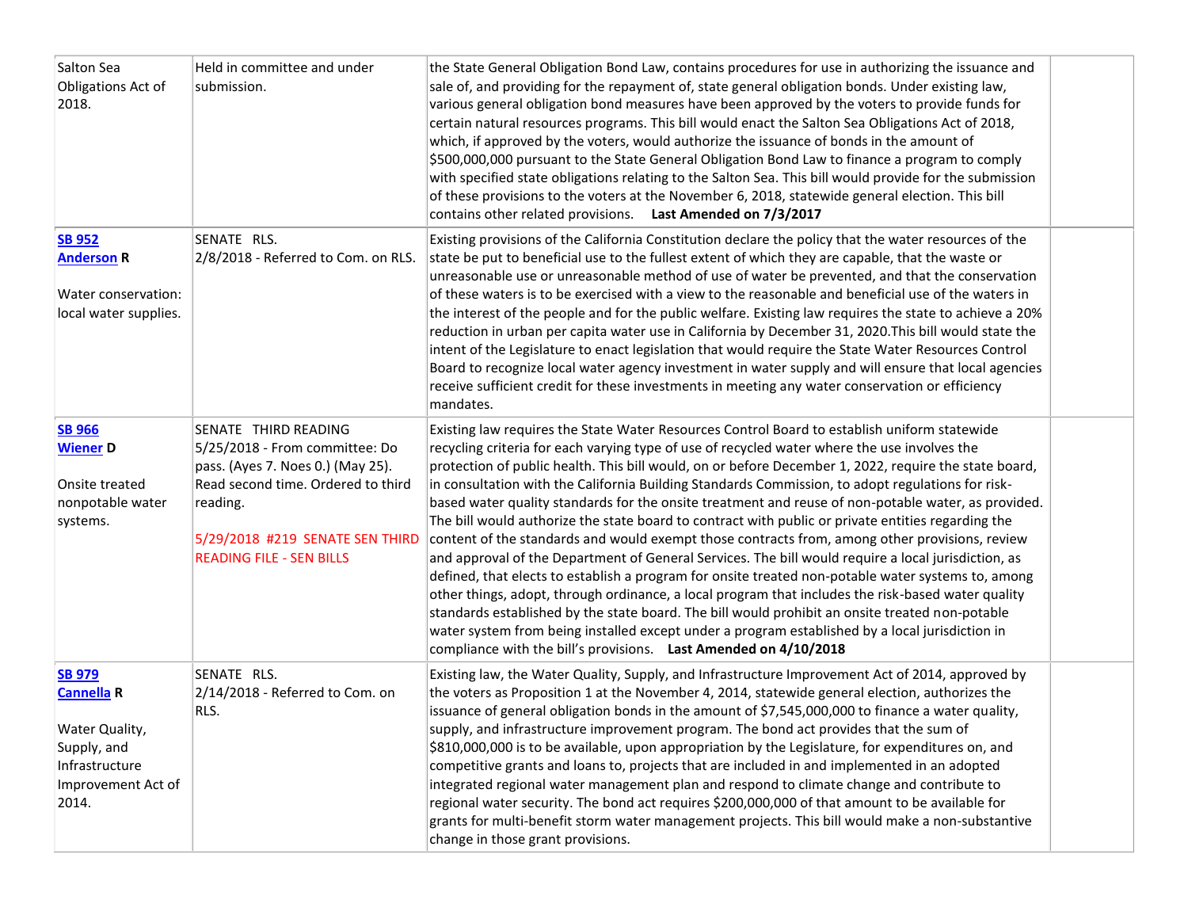| | | | |
|---|---|---|---|
| Salton Sea Obligations Act of 2018. | Held in committee and under submission. | the State General Obligation Bond Law, contains procedures for use in authorizing the issuance and sale of, and providing for the repayment of, state general obligation bonds. Under existing law, various general obligation bond measures have been approved by the voters to provide funds for certain natural resources programs. This bill would enact the Salton Sea Obligations Act of 2018, which, if approved by the voters, would authorize the issuance of bonds in the amount of $500,000,000 pursuant to the State General Obligation Bond Law to finance a program to comply with specified state obligations relating to the Salton Sea. This bill would provide for the submission of these provisions to the voters at the November 6, 2018, statewide general election. This bill contains other related provisions. **Last Amended on 7/3/2017** | |
| **SB 952**<br>**Anderson R**<br><br>Water conservation: local water supplies. | SENATE RLS.<br>2/8/2018 - Referred to Com. on RLS. | Existing provisions of the California Constitution declare the policy that the water resources of the state be put to beneficial use to the fullest extent of which they are capable, that the waste or unreasonable use or unreasonable method of use of water be prevented, and that the conservation of these waters is to be exercised with a view to the reasonable and beneficial use of the waters in the interest of the people and for the public welfare. Existing law requires the state to achieve a 20% reduction in urban per capita water use in California by December 31, 2020.This bill would state the intent of the Legislature to enact legislation that would require the State Water Resources Control Board to recognize local water agency investment in water supply and will ensure that local agencies receive sufficient credit for these investments in meeting any water conservation or efficiency mandates. | |
| **SB 966**<br>**Wiener D**<br><br>Onsite treated nonpotable water systems. | SENATE THIRD READING<br>5/25/2018 - From committee: Do pass. (Ayes 7. Noes 0.) (May 25). Read second time. Ordered to third reading.<br><br>5/29/2018 #219 SENATE SEN THIRD READING FILE - SEN BILLS | Existing law requires the State Water Resources Control Board to establish uniform statewide recycling criteria for each varying type of use of recycled water where the use involves the protection of public health. This bill would, on or before December 1, 2022, require the state board, in consultation with the California Building Standards Commission, to adopt regulations for risk-based water quality standards for the onsite treatment and reuse of non-potable water, as provided. The bill would authorize the state board to contract with public or private entities regarding the content of the standards and would exempt those contracts from, among other provisions, review and approval of the Department of General Services. The bill would require a local jurisdiction, as defined, that elects to establish a program for onsite treated non-potable water systems to, among other things, adopt, through ordinance, a local program that includes the risk-based water quality standards established by the state board. The bill would prohibit an onsite treated non-potable water system from being installed except under a program established by a local jurisdiction in compliance with the bill's provisions. **Last Amended on 4/10/2018** | |
| **SB 979**<br>**Cannella R**<br><br>Water Quality, Supply, and Infrastructure Improvement Act of 2014. | SENATE RLS.<br>2/14/2018 - Referred to Com. on RLS. | Existing law, the Water Quality, Supply, and Infrastructure Improvement Act of 2014, approved by the voters as Proposition 1 at the November 4, 2014, statewide general election, authorizes the issuance of general obligation bonds in the amount of $7,545,000,000 to finance a water quality, supply, and infrastructure improvement program. The bond act provides that the sum of $810,000,000 is to be available, upon appropriation by the Legislature, for expenditures on, and competitive grants and loans to, projects that are included in and implemented in an adopted integrated regional water management plan and respond to climate change and contribute to regional water security. The bond act requires $200,000,000 of that amount to be available for grants for multi-benefit storm water management projects. This bill would make a non-substantive change in those grant provisions. | |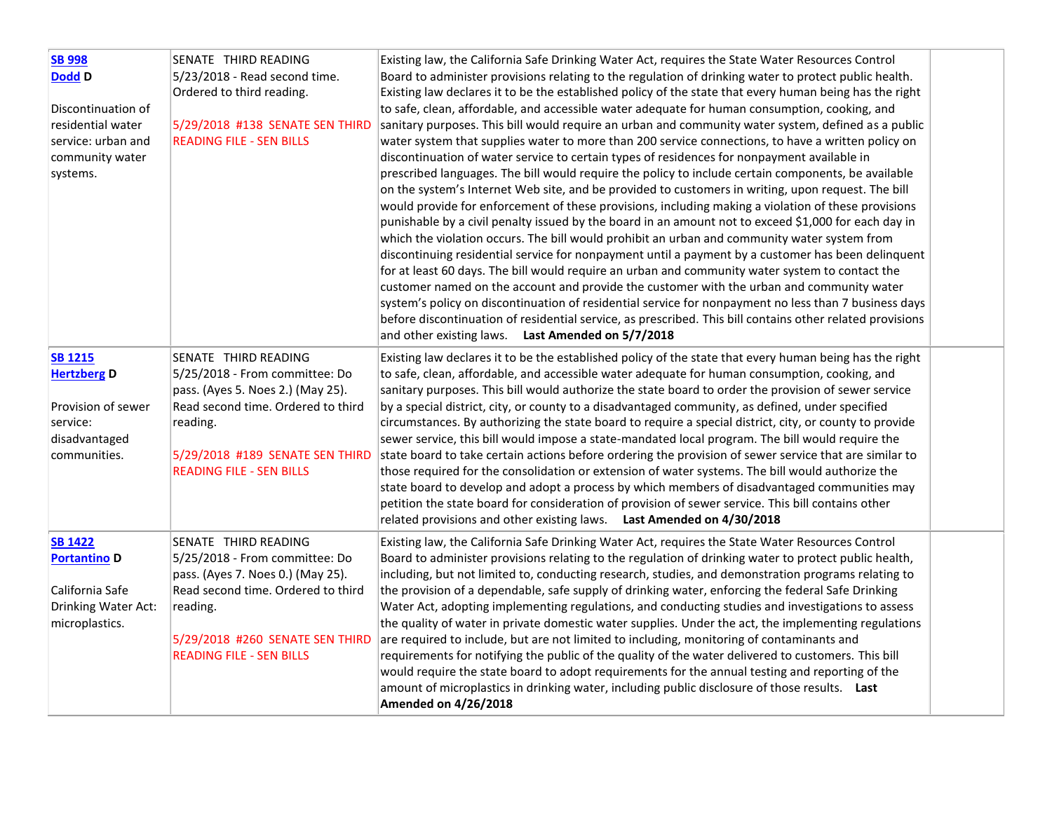| | | | |
|---|---|---|---|
| **SB 998**<br>**Dodd D**<br><br>Discontinuation of residential water service: urban and community water systems. | SENATE THIRD READING<br>5/23/2018 - Read second time. Ordered to third reading.<br><br>5/29/2018 #138 SENATE SEN THIRD READING FILE - SEN BILLS | Existing law, the California Safe Drinking Water Act, requires the State Water Resources Control Board to administer provisions relating to the regulation of drinking water to protect public health. Existing law declares it to be the established policy of the state that every human being has the right to safe, clean, affordable, and accessible water adequate for human consumption, cooking, and sanitary purposes. This bill would require an urban and community water system, defined as a public water system that supplies water to more than 200 service connections, to have a written policy on discontinuation of water service to certain types of residences for nonpayment available in prescribed languages. The bill would require the policy to include certain components, be available on the system's Internet Web site, and be provided to customers in writing, upon request. The bill would provide for enforcement of these provisions, including making a violation of these provisions punishable by a civil penalty issued by the board in an amount not to exceed $1,000 for each day in which the violation occurs. The bill would prohibit an urban and community water system from discontinuing residential service for nonpayment until a payment by a customer has been delinquent for at least 60 days. The bill would require an urban and community water system to contact the customer named on the account and provide the customer with the urban and community water system's policy on discontinuation of residential service for nonpayment no less than 7 business days before discontinuation of residential service, as prescribed. This bill contains other related provisions and other existing laws. **Last Amended on 5/7/2018** | |
| **SB 1215**<br>**Hertzberg D**<br><br>Provision of sewer service: disadvantaged communities. | SENATE THIRD READING<br>5/25/2018 - From committee: Do pass. (Ayes 5. Noes 2.) (May 25). Read second time. Ordered to third reading.<br><br>5/29/2018 #189 SENATE SEN THIRD READING FILE - SEN BILLS | Existing law declares it to be the established policy of the state that every human being has the right to safe, clean, affordable, and accessible water adequate for human consumption, cooking, and sanitary purposes. This bill would authorize the state board to order the provision of sewer service by a special district, city, or county to a disadvantaged community, as defined, under specified circumstances. By authorizing the state board to require a special district, city, or county to provide sewer service, this bill would impose a state-mandated local program. The bill would require the state board to take certain actions before ordering the provision of sewer service that are similar to those required for the consolidation or extension of water systems. The bill would authorize the state board to develop and adopt a process by which members of disadvantaged communities may petition the state board for consideration of provision of sewer service. This bill contains other related provisions and other existing laws. **Last Amended on 4/30/2018** | |
| **SB 1422**<br>**Portantino D**<br><br>California Safe Drinking Water Act: microplastics. | SENATE THIRD READING<br>5/25/2018 - From committee: Do pass. (Ayes 7. Noes 0.) (May 25). Read second time. Ordered to third reading.<br><br>5/29/2018 #260 SENATE SEN THIRD READING FILE - SEN BILLS | Existing law, the California Safe Drinking Water Act, requires the State Water Resources Control Board to administer provisions relating to the regulation of drinking water to protect public health, including, but not limited to, conducting research, studies, and demonstration programs relating to the provision of a dependable, safe supply of drinking water, enforcing the federal Safe Drinking Water Act, adopting implementing regulations, and conducting studies and investigations to assess the quality of water in private domestic water supplies. Under the act, the implementing regulations are required to include, but are not limited to including, monitoring of contaminants and requirements for notifying the public of the quality of the water delivered to customers. This bill would require the state board to adopt requirements for the annual testing and reporting of the amount of microplastics in drinking water, including public disclosure of those results. **Last Amended on 4/26/2018** | |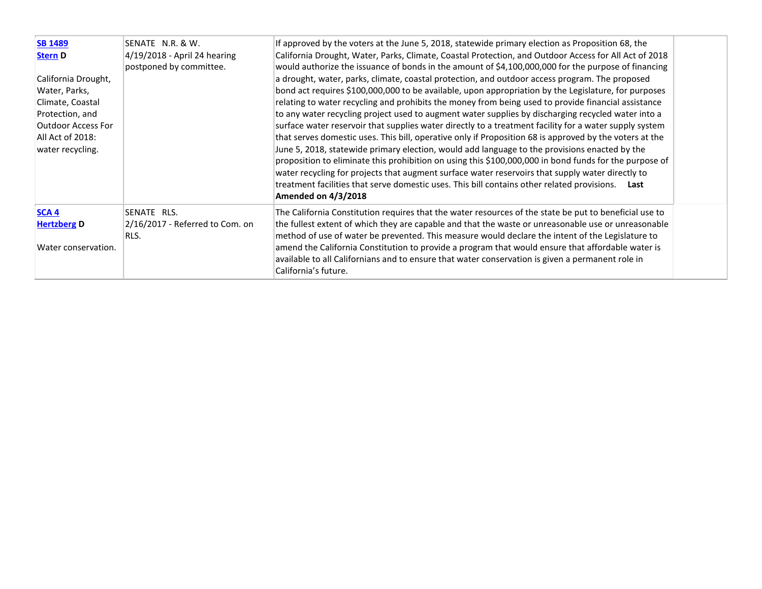| | | | |
|---|---|---|---|
| **SB 1489**<br>**Stern D**<br><br>California Drought, Water, Parks, Climate, Coastal Protection, and Outdoor Access For All Act of 2018: water recycling. | SENATE N.R. & W.<br>4/19/2018 - April 24 hearing postponed by committee. | If approved by the voters at the June 5, 2018, statewide primary election as Proposition 68, the California Drought, Water, Parks, Climate, Coastal Protection, and Outdoor Access for All Act of 2018 would authorize the issuance of bonds in the amount of $4,100,000,000 for the purpose of financing a drought, water, parks, climate, coastal protection, and outdoor access program. The proposed bond act requires $100,000,000 to be available, upon appropriation by the Legislature, for purposes relating to water recycling and prohibits the money from being used to provide financial assistance to any water recycling project used to augment water supplies by discharging recycled water into a surface water reservoir that supplies water directly to a treatment facility for a water supply system that serves domestic uses. This bill, operative only if Proposition 68 is approved by the voters at the June 5, 2018, statewide primary election, would add language to the provisions enacted by the proposition to eliminate this prohibition on using this $100,000,000 in bond funds for the purpose of water recycling for projects that augment surface water reservoirs that supply water directly to treatment facilities that serve domestic uses. This bill contains other related provisions. **Last Amended on 4/3/2018** | |
| **SCA 4**<br>**Hertzberg D**<br><br>Water conservation. | SENATE RLS.<br>2/16/2017 - Referred to Com. on RLS. | The California Constitution requires that the water resources of the state be put to beneficial use to the fullest extent of which they are capable and that the waste or unreasonable use or unreasonable method of use of water be prevented. This measure would declare the intent of the Legislature to amend the California Constitution to provide a program that would ensure that affordable water is available to all Californians and to ensure that water conservation is given a permanent role in California's future. | |